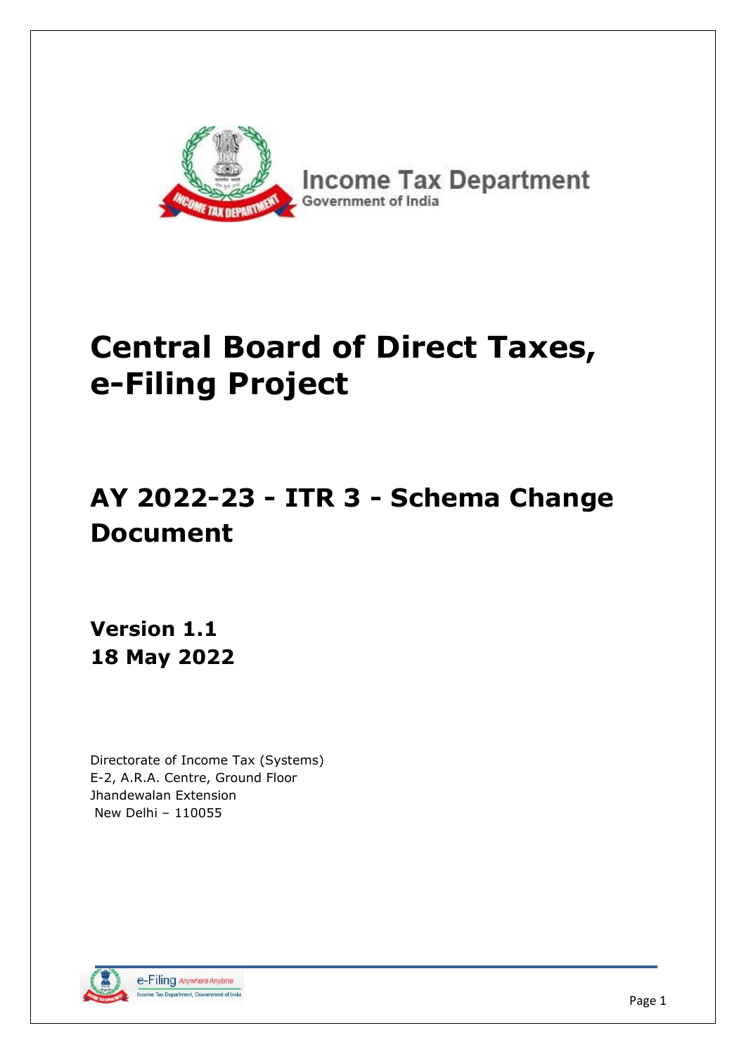Income Tax Department
Government of India

# Central Board of Direct Taxes, e-Filing Project

## AY 2022-23 - ITR 3 - Schema Change Document

**Version 1.1**
**18 May 2022**

Directorate of Income Tax (Systems)
E-2, A.R.A. Centre, Ground Floor
Jhandewalan Extension
New Delhi – 110055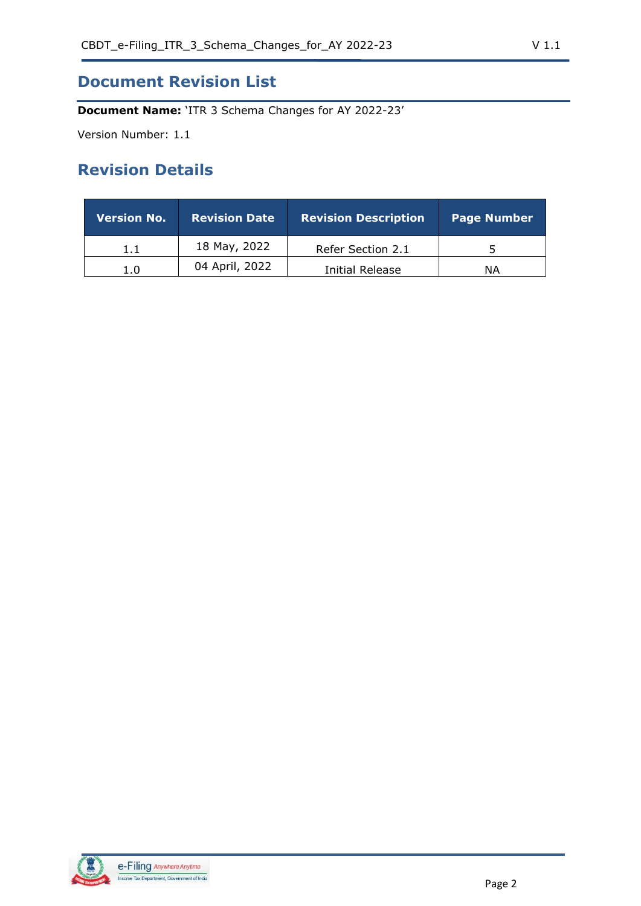# Document Revision List

**Document Name:** 'ITR 3 Schema Changes for AY 2022-23'

Version Number: 1.1

## Revision Details

| Version No. | Revision Date | Revision Description | Page Number |
|---|---|---|---|
| 1.1 | 18 May, 2022 | Refer Section 2.1 | 5 |
| 1.0 | 04 April, 2022 | Initial Release | NA |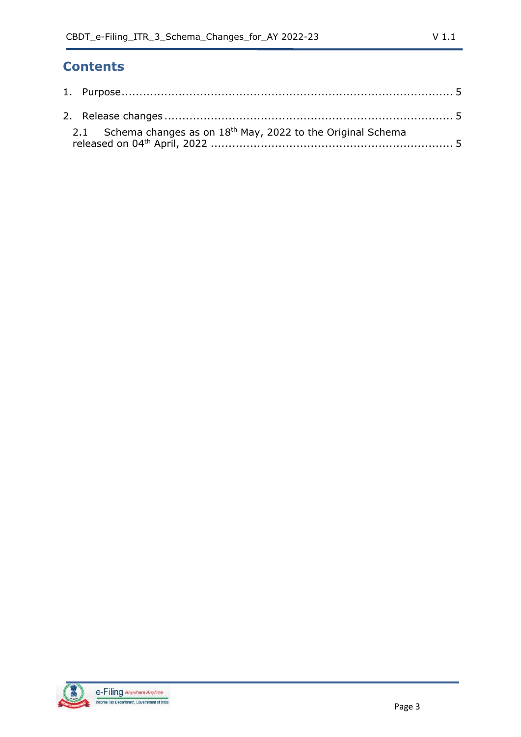# Contents

1. Purpose ........................................................................................ 5

2. Release changes ............................................................................... 5

   2.1 Schema changes as on 18th May, 2022 to the Original Schema released on 04th April, 2022 ...................................................................... 5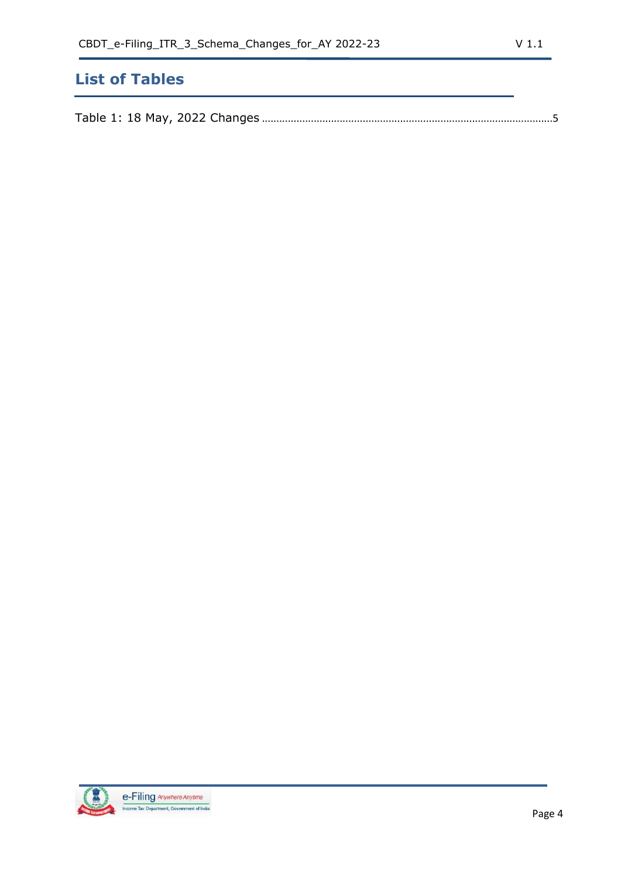# List of Tables

Table 1: 18 May, 2022 Changes ........................................................................................5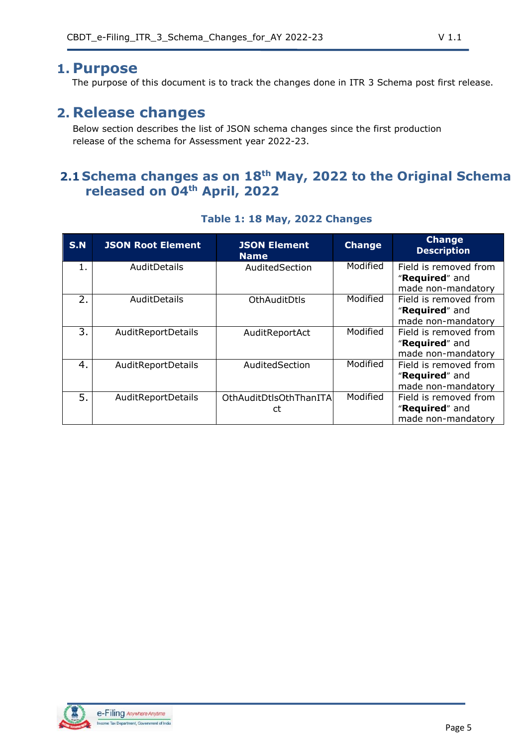# 1. Purpose

The purpose of this document is to track the changes done in ITR 3 Schema post first release.

# 2. Release changes

Below section describes the list of JSON schema changes since the first production release of the schema for Assessment year 2022-23.

## 2.1 Schema changes as on 18th May, 2022 to the Original Schema released on 04th April, 2022

**Table 1: 18 May, 2022 Changes**

| S.N | JSON Root Element | JSON Element Name | Change | Change Description |
|---|---|---|---|---|
| 1. | AuditDetails | AuditedSection | Modified | Field is removed from "**Required**" and made non-mandatory |
| 2. | AuditDetails | OthAuditDtls | Modified | Field is removed from "**Required**" and made non-mandatory |
| 3. | AuditReportDetails | AuditReportAct | Modified | Field is removed from "**Required**" and made non-mandatory |
| 4. | AuditReportDetails | AuditedSection | Modified | Field is removed from "**Required**" and made non-mandatory |
| 5. | AuditReportDetails | OthAuditDtlsOthThanITAct | Modified | Field is removed from "**Required**" and made non-mandatory |